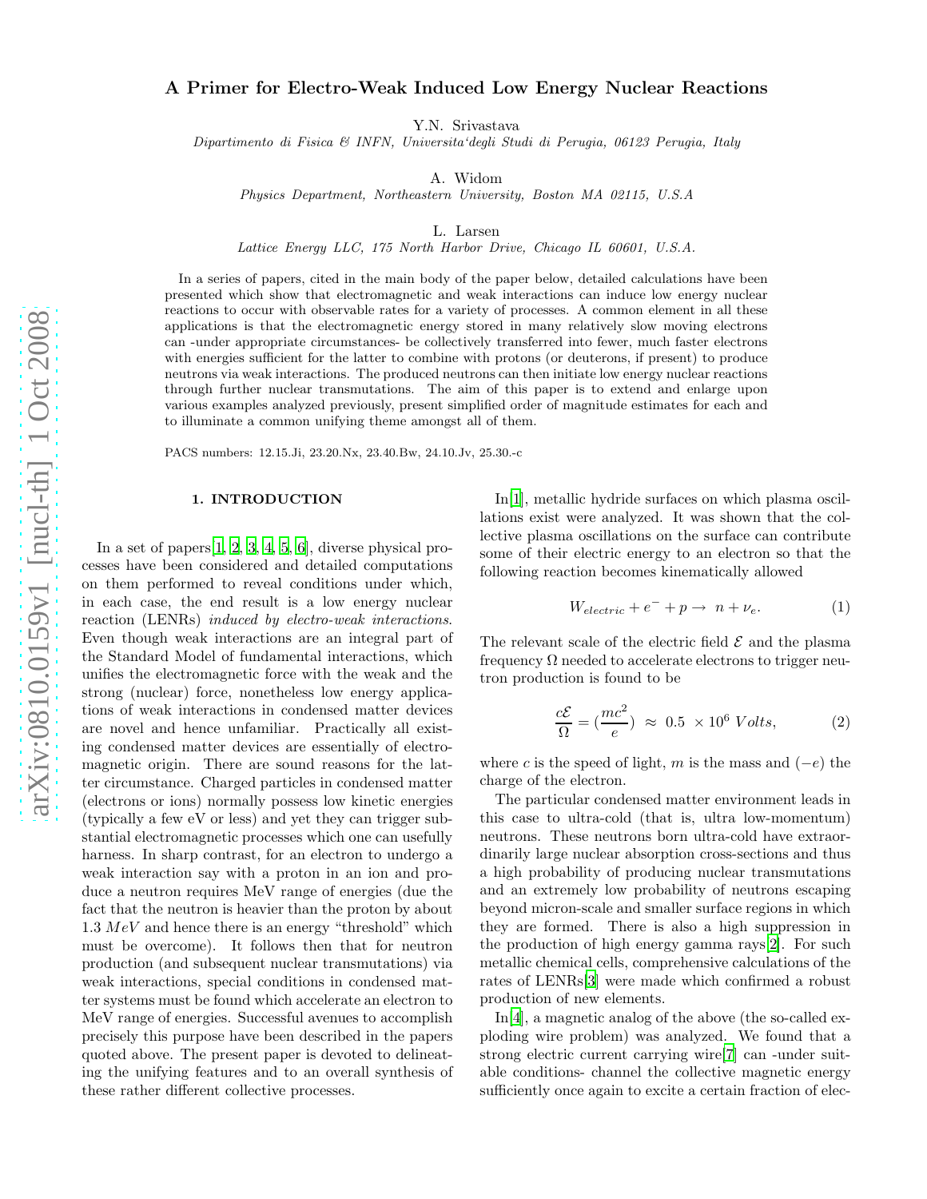# A Primer for Electro-Weak Induced Low Energy Nuclear Reactions

Y.N. Srivastava

*Dipartimento di Fisica & INFN, Universita'degli Studi di Perugia, 06123 Perugia, Italy*

A. Widom

*Physics Department, Northeastern University, Boston MA 02115, U.S.A*

L. Larsen

*Lattice Energy LLC, 175 North Harbor Drive, Chicago IL 60601, U.S.A.*

In a series of papers, cited in the main body of the paper below, detailed calculations have been presented which show that electromagnetic and weak interactions can induce low energy nuclear reactions to occur with observable rates for a variety of processes. A common element in all these applications is that the electromagnetic energy stored in many relatively slow moving electrons can -under appropriate circumstances- be collectively transferred into fewer, much faster electrons with energies sufficient for the latter to combine with protons (or deuterons, if present) to produce neutrons via weak interactions. The produced neutrons can then initiate low energy nuclear reactions through further nuclear transmutations. The aim of this paper is to extend and enlarge upon various examples analyzed previously, present simplified order of magnitude estimates for each and to illuminate a common unifying theme amongst all of them.

PACS numbers: 12.15.Ji, 23.20.Nx, 23.40.Bw, 24.10.Jv, 25.30.-c

## 1. INTRODUCTION

In a set of papers[1, 2, 3, 4, 5, 6], diverse physical processes have been considered and detailed computations on them performed to reveal conditions under which, in each case, the end result is a low energy nuclear reaction (LENRs) *induced by electro-weak interactions*. Even though weak interactions are an integral part of the Standard Model of fundamental interactions, which unifies the electromagnetic force with the weak and the strong (nuclear) force, nonetheless low energy applications of weak interactions in condensed matter devices are novel and hence unfamiliar. Practically all existing condensed matter devices are essentially of electromagnetic origin. There are sound reasons for the latter circumstance. Charged particles in condensed matter (electrons or ions) normally possess low kinetic energies (typically a few eV or less) and yet they can trigger substantial electromagnetic processes which one can usefully harness. In sharp contrast, for an electron to undergo a weak interaction say with a proton in an ion and produce a neutron requires MeV range of energies (due the fact that the neutron is heavier than the proton by about 1.3 $MeV$ and hence there is an energy "threshold" which must be overcome). It follows then that for neutron production (and subsequent nuclear transmutations) via weak interactions, special conditions in condensed matter systems must be found which accelerate an electron to MeV range of energies. Successful avenues to accomplish precisely this purpose have been described in the papers quoted above. The present paper is devoted to delineating the unifying features and to an overall synthesis of these rather different collective processes.

In[1], metallic hydride surfaces on which plasma oscillations exist were analyzed. It was shown that the collective plasma oscillations on the surface can contribute some of their electric energy to an electron so that the following reaction becomes kinematically allowed

$$W_{electric} + e^- + p \rightarrow\ n + \nu_e. \tag{1}$$

The relevant scale of the electric field $\mathcal{E}$ and the plasma frequency $\Omega$ needed to accelerate electrons to trigger neutron production is found to be

$$\frac{c\mathcal{E}}{\Omega} = (\frac{mc^2}{e})\ \approx\ 0.5\ \times 10^6\ Volts, \tag{2}$$

where $c$ is the speed of light, $m$ is the mass and $(-e)$ the charge of the electron.

The particular condensed matter environment leads in this case to ultra-cold (that is, ultra low-momentum) neutrons. These neutrons born ultra-cold have extraordinarily large nuclear absorption cross-sections and thus a high probability of producing nuclear transmutations and an extremely low probability of neutrons escaping beyond micron-scale and smaller surface regions in which they are formed. There is also a high suppression in the production of high energy gamma rays[2]. For such metallic chemical cells, comprehensive calculations of the rates of LENRs[3] were made which confirmed a robust production of new elements.

In[4], a magnetic analog of the above (the so-called exploding wire problem) was analyzed. We found that a strong electric current carrying wire[7] can -under suitable conditions- channel the collective magnetic energy sufficiently once again to excite a certain fraction of elec-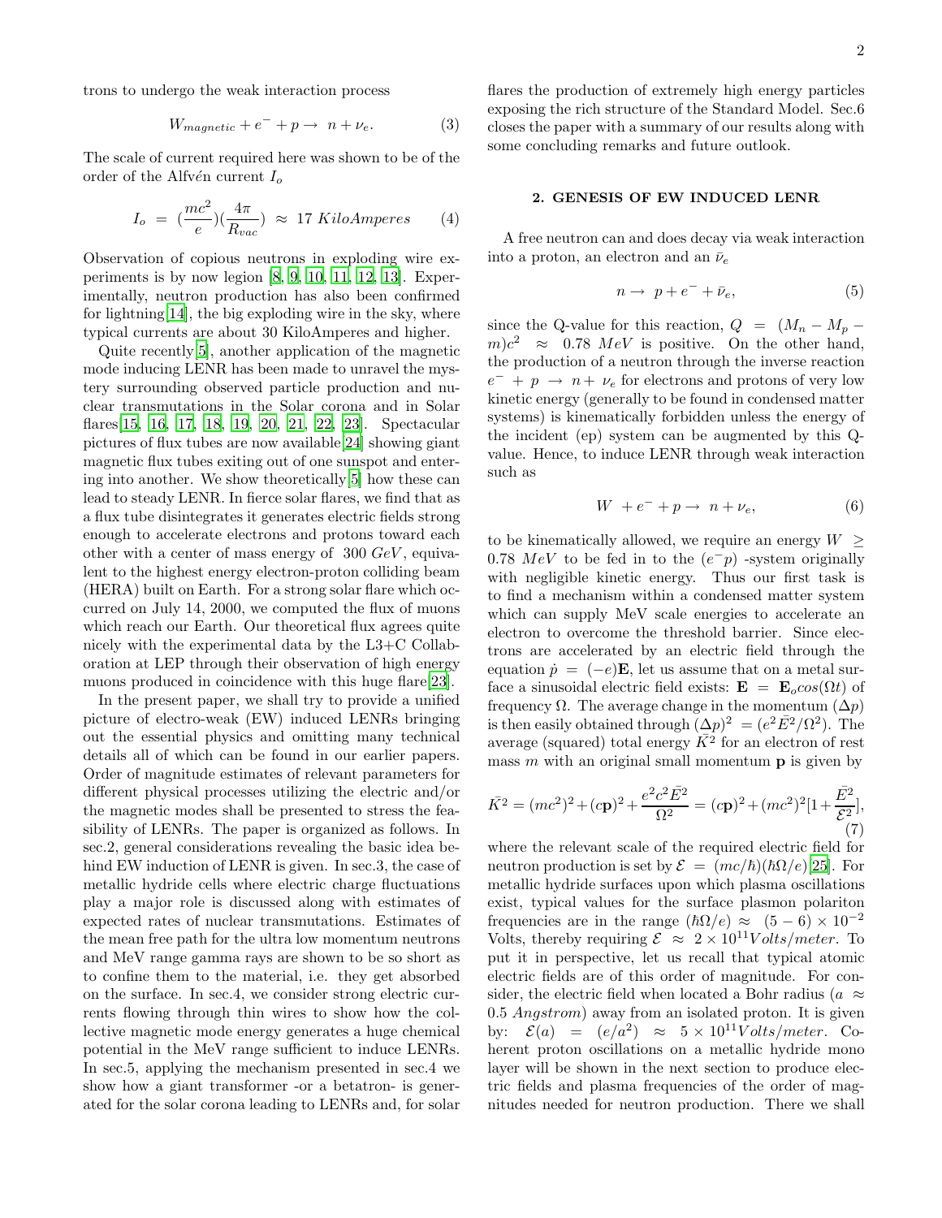trons to undergo the weak interaction process

$$W_{magnetic} + e^- + p \rightarrow \; n + \nu_e. \tag{3}$$

The scale of current required here was shown to be of the order of the Alfvén current $I_o$

$$I_o \; = \; (\frac{mc^2}{e})(\frac{4\pi}{R_{vac}}) \; \approx \; 17 \; KiloAmperes \tag{4}$$

Observation of copious neutrons in exploding wire experiments is by now legion [8, 9, 10, 11, 12, 13]. Experimentally, neutron production has also been confirmed for lightning[14], the big exploding wire in the sky, where typical currents are about 30 KiloAmperes and higher.

Quite recently[5], another application of the magnetic mode inducing LENR has been made to unravel the mystery surrounding observed particle production and nuclear transmutations in the Solar corona and in Solar flares[15, 16, 17, 18, 19, 20, 21, 22, 23]. Spectacular pictures of flux tubes are now available[24] showing giant magnetic flux tubes exiting out of one sunspot and entering into another. We show theoretically[5] how these can lead to steady LENR. In fierce solar flares, we find that as a flux tube disintegrates it generates electric fields strong enough to accelerate electrons and protons toward each other with a center of mass energy of $300 \; GeV$, equivalent to the highest energy electron-proton colliding beam (HERA) built on Earth. For a strong solar flare which occurred on July 14, 2000, we computed the flux of muons which reach our Earth. Our theoretical flux agrees quite nicely with the experimental data by the L3+C Collaboration at LEP through their observation of high energy muons produced in coincidence with this huge flare[23].

In the present paper, we shall try to provide a unified picture of electro-weak (EW) induced LENRs bringing out the essential physics and omitting many technical details all of which can be found in our earlier papers. Order of magnitude estimates of relevant parameters for different physical processes utilizing the electric and/or the magnetic modes shall be presented to stress the feasibility of LENRs. The paper is organized as follows. In sec.2, general considerations revealing the basic idea behind EW induction of LENR is given. In sec.3, the case of metallic hydride cells where electric charge fluctuations play a major role is discussed along with estimates of expected rates of nuclear transmutations. Estimates of the mean free path for the ultra low momentum neutrons and MeV range gamma rays are shown to be so short as to confine them to the material, i.e. they get absorbed on the surface. In sec.4, we consider strong electric currents flowing through thin wires to show how the collective magnetic mode energy generates a huge chemical potential in the MeV range sufficient to induce LENRs. In sec.5, applying the mechanism presented in sec.4 we show how a giant transformer -or a betatron- is generated for the solar corona leading to LENRs and, for solar flares the production of extremely high energy particles exposing the rich structure of the Standard Model. Sec.6 closes the paper with a summary of our results along with some concluding remarks and future outlook.

## 2. GENESIS OF EW INDUCED LENR

A free neutron can and does decay via weak interaction into a proton, an electron and an $\bar{\nu}_e$

$$n \rightarrow \; p + e^- + \bar{\nu}_e, \tag{5}$$

since the Q-value for this reaction, $Q \; = \; (M_n - M_p - m)c^2 \;\; \approx \;\; 0.78 \; MeV$ is positive. On the other hand, the production of a neutron through the inverse reaction $e^- \; + \; p \; \rightarrow \; n + \; \nu_e$ for electrons and protons of very low kinetic energy (generally to be found in condensed matter systems) is kinematically forbidden unless the energy of the incident (ep) system can be augmented by this Q-value. Hence, to induce LENR through weak interaction such as

$$W \; + e^- + p \rightarrow \; n + \nu_e, \tag{6}$$

to be kinematically allowed, we require an energy $W \; \geq \; 0.78 \; MeV$ to be fed in to the $(e^- p)$ -system originally with negligible kinetic energy. Thus our first task is to find a mechanism within a condensed matter system which can supply MeV scale energies to accelerate an electron to overcome the threshold barrier. Since electrons are accelerated by an electric field through the equation $\dot{p} \; = \; (-e)\mathbf{E}$, let us assume that on a metal surface a sinusoidal electric field exists: $\mathbf{E} \; = \; \mathbf{E}_o cos(\Omega t)$ of frequency $\Omega$. The average change in the momentum $(\Delta p)$ is then easily obtained through $(\Delta p)^2 \; = (e^2 \bar{E}^2/\Omega^2)$. The average (squared) total energy $\bar{K}^2$ for an electron of rest mass $m$ with an original small momentum $\mathbf{p}$ is given by

$$\bar{K}^2 = (mc^2)^2 + (c\mathbf{p})^2 + \frac{e^2 c^2 \bar{E}^2}{\Omega^2} = (c\mathbf{p})^2 + (mc^2)^2[1 + \frac{\bar{E}^2}{\mathcal{E}^2}], \tag{7}$$

where the relevant scale of the required electric field for neutron production is set by $\mathcal{E} \; = \; (mc/\hbar)(\hbar\Omega/e)$[25]. For metallic hydride surfaces upon which plasma oscillations exist, typical values for the surface plasmon polariton frequencies are in the range $(\hbar\Omega/e) \approx \; (5-6) \times 10^{-2}$ Volts, thereby requiring $\mathcal{E} \; \approx \; 2 \times 10^{11} Volts/meter$. To put it in perspective, let us recall that typical atomic electric fields are of this order of magnitude. For consider, the electric field when located a Bohr radius ($a \; \approx \; 0.5 \; Angstrom$) away from an isolated proton. It is given by: $\;\mathcal{E}(a) \; = \; (e/a^2) \; \approx \; 5 \times 10^{11} Volts/meter$. Coherent proton oscillations on a metallic hydride mono layer will be shown in the next section to produce electric fields and plasma frequencies of the order of magnitudes needed for neutron production. There we shall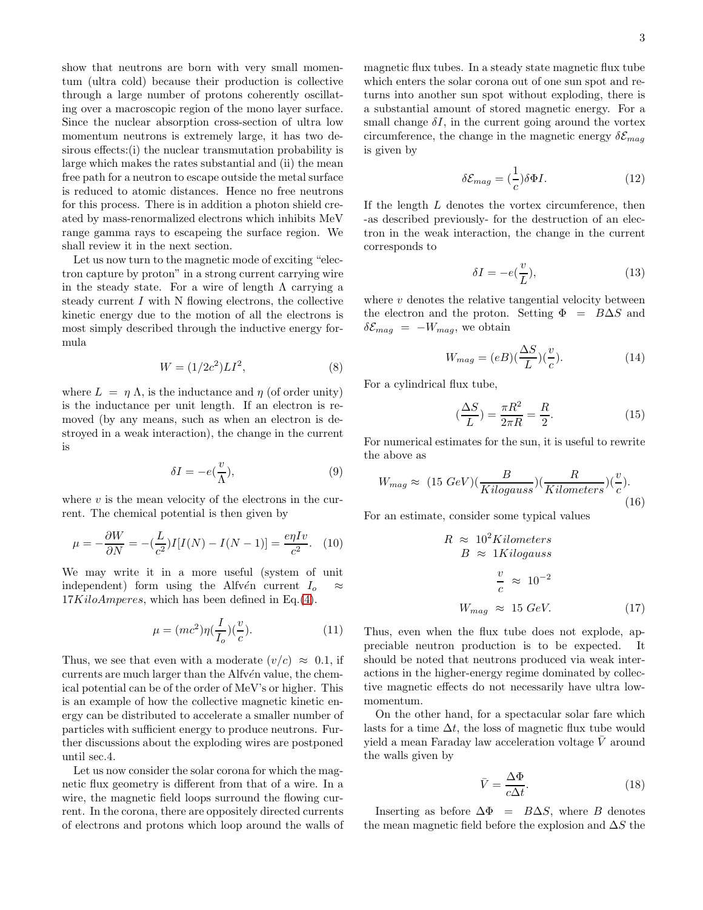show that neutrons are born with very small momentum (ultra cold) because their production is collective through a large number of protons coherently oscillating over a macroscopic region of the mono layer surface. Since the nuclear absorption cross-section of ultra low momentum neutrons is extremely large, it has two desirous effects:(i) the nuclear transmutation probability is large which makes the rates substantial and (ii) the mean free path for a neutron to escape outside the metal surface is reduced to atomic distances. Hence no free neutrons for this process. There is in addition a photon shield created by mass-renormalized electrons which inhibits MeV range gamma rays to escapeing the surface region. We shall review it in the next section.

Let us now turn to the magnetic mode of exciting "electron capture by proton" in a strong current carrying wire in the steady state. For a wire of length $\Lambda$ carrying a steady current $I$ with N flowing electrons, the collective kinetic energy due to the motion of all the electrons is most simply described through the inductive energy formula

$$W = (1/2c^2)LI^2, \tag{8}$$

where $L = \eta \Lambda$, is the inductance and $\eta$ (of order unity) is the inductance per unit length. If an electron is removed (by any means, such as when an electron is destroyed in a weak interaction), the change in the current is

$$\delta I = -e(\frac{v}{\Lambda}), \tag{9}$$

where $v$ is the mean velocity of the electrons in the current. The chemical potential is then given by

$$\mu = -\frac{\partial W}{\partial N} = -(\frac{L}{c^2})I[I(N) - I(N-1)] = \frac{e\eta I v}{c^2}. \tag{10}$$

We may write it in a more useful (system of unit independent) form using the Alfvén current $I_o \approx 17 KiloAmperes$, which has been defined in Eq.(4).

$$\mu = (mc^2)\eta(\frac{I}{I_o})(\frac{v}{c}). \tag{11}$$

Thus, we see that even with a moderate $(v/c) \approx 0.1$, if currents are much larger than the Alfvén value, the chemical potential can be of the order of MeV's or higher. This is an example of how the collective magnetic kinetic energy can be distributed to accelerate a smaller number of particles with sufficient energy to produce neutrons. Further discussions about the exploding wires are postponed until sec.4.

Let us now consider the solar corona for which the magnetic flux geometry is different from that of a wire. In a wire, the magnetic field loops surround the flowing current. In the corona, there are oppositely directed currents of electrons and protons which loop around the walls of magnetic flux tubes. In a steady state magnetic flux tube which enters the solar corona out of one sun spot and returns into another sun spot without exploding, there is a substantial amount of stored magnetic energy. For a small change $\delta I$, in the current going around the vortex circumference, the change in the magnetic energy $\delta \mathcal{E}_{mag}$ is given by

$$\delta \mathcal{E}_{mag} = (\frac{1}{c})\delta\Phi I. \tag{12}$$

If the length $L$ denotes the vortex circumference, then -as described previously- for the destruction of an electron in the weak interaction, the change in the current corresponds to

$$\delta I = -e(\frac{v}{L}), \tag{13}$$

where $v$ denotes the relative tangential velocity between the electron and the proton. Setting $\Phi = B\Delta S$ and $\delta \mathcal{E}_{mag} = -W_{mag}$, we obtain

$$W_{mag} = (eB)(\frac{\Delta S}{L})(\frac{v}{c}). \tag{14}$$

For a cylindrical flux tube,

$$(\frac{\Delta S}{L}) = \frac{\pi R^2}{2\pi R} = \frac{R}{2}. \tag{15}$$

For numerical estimates for the sun, it is useful to rewrite the above as

$$W_{mag} \approx (15\ GeV)(\frac{B}{Kilogauss})(\frac{R}{Kilometers})(\frac{v}{c}). \tag{16}$$

For an estimate, consider some typical values

$$\begin{aligned} R &\approx 10^2 Kilometers \\ B &\approx 1 Kilogauss \\ \frac{v}{c} &\approx 10^{-2} \\ W_{mag} &\approx 15\ GeV. \end{aligned} \tag{17}$$

Thus, even when the flux tube does not explode, appreciable neutron production is to be expected. It should be noted that neutrons produced via weak interactions in the higher-energy regime dominated by collective magnetic effects do not necessarily have ultra low-momentum.

On the other hand, for a spectacular solar fare which lasts for a time $\Delta t$, the loss of magnetic flux tube would yield a mean Faraday law acceleration voltage $\bar{V}$ around the walls given by

$$\bar{V} = \frac{\Delta\Phi}{c\Delta t}. \tag{18}$$

Inserting as before $\Delta\Phi = B\Delta S$, where $B$ denotes the mean magnetic field before the explosion and $\Delta S$ the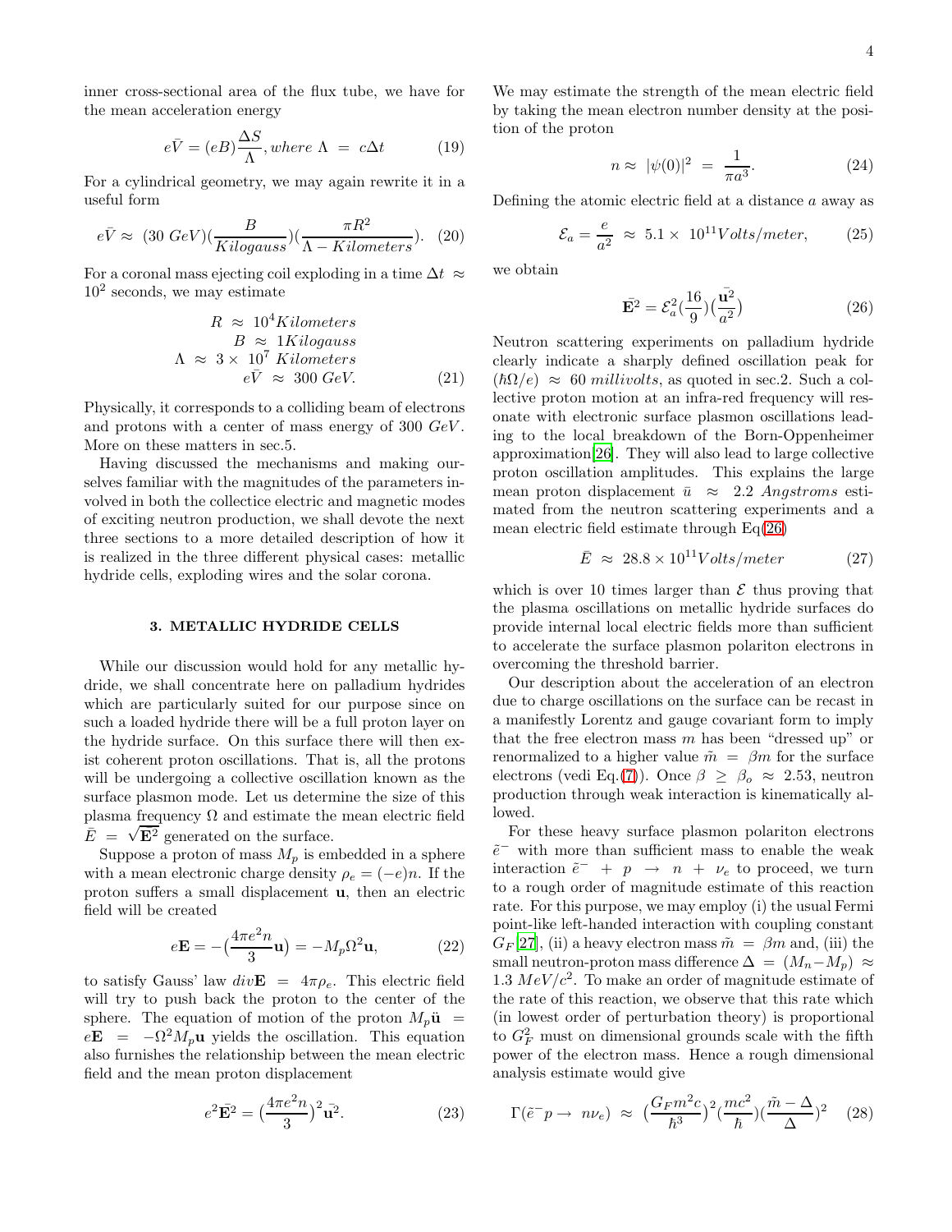inner cross-sectional area of the flux tube, we have for the mean acceleration energy

$$e\bar{V} = (eB)\frac{\Delta S}{\Lambda}, where\ \Lambda\ =\ c\Delta t \tag{19}$$

For a cylindrical geometry, we may again rewrite it in a useful form

$$e\bar{V} \approx\ (30\ GeV)(\frac{B}{Kilogauss})(\frac{\pi R^2}{\Lambda - Kilometers}). \tag{20}$$

For a coronal mass ejecting coil exploding in a time $\Delta t\ \approx\ 10^2$ seconds, we may estimate

$$\begin{aligned} R\ &\approx\ 10^4 Kilometers \\ B\ &\approx\ 1 Kilogauss \\ \Lambda\ &\approx\ 3\times\ 10^7\ Kilometers \\ e\bar{V}\ &\approx\ 300\ GeV. \end{aligned} \tag{21}$$

Physically, it corresponds to a colliding beam of electrons and protons with a center of mass energy of 300 $GeV$. More on these matters in sec.5.

Having discussed the mechanisms and making ourselves familiar with the magnitudes of the parameters involved in both the collectice electric and magnetic modes of exciting neutron production, we shall devote the next three sections to a more detailed description of how it is realized in the three different physical cases: metallic hydride cells, exploding wires and the solar corona.

## 3. METALLIC HYDRIDE CELLS

While our discussion would hold for any metallic hydride, we shall concentrate here on palladium hydrides which are particularly suited for our purpose since on such a loaded hydride there will be a full proton layer on the hydride surface. On this surface there will then exist coherent proton oscillations. That is, all the protons will be undergoing a collective oscillation known as the surface plasmon mode. Let us determine the size of this plasma frequency $\Omega$ and estimate the mean electric field $\bar{E}\ =\ \sqrt{\bar{\mathbf{E}^2}}$ generated on the surface.

Suppose a proton of mass $M_p$ is embedded in a sphere with a mean electronic charge density $\rho_e = (-e)n$. If the proton suffers a small displacement $\mathbf{u}$, then an electric field will be created

$$e\mathbf{E} = -\big(\frac{4\pi e^2 n}{3}\mathbf{u}\big) = -M_p\Omega^2\mathbf{u}, \tag{22}$$

to satisfy Gauss' law $div\mathbf{E}\ =\ 4\pi\rho_e$. This electric field will try to push back the proton to the center of the sphere. The equation of motion of the proton $M_p\ddot{\mathbf{u}}\ =\ e\mathbf{E}\ =\ -\Omega^2 M_p\mathbf{u}$ yields the oscillation. This equation also furnishes the relationship between the mean electric field and the mean proton displacement

$$e^2\bar{\mathbf{E}^2} = \big(\frac{4\pi e^2 n}{3}\big)^2\bar{\mathbf{u}^2}. \tag{23}$$

We may estimate the strength of the mean electric field by taking the mean electron number density at the position of the proton

$$n \approx\ |\psi(0)|^2\ =\ \frac{1}{\pi a^3}. \tag{24}$$

Defining the atomic electric field at a distance $a$ away as

$$\mathcal{E}_a = \frac{e}{a^2}\ \approx\ 5.1\times\ 10^{11} Volts/meter, \tag{25}$$

we obtain

$$\bar{\mathbf{E}}^2 = \mathcal{E}_a^2\big(\frac{16}{9}\big)\big(\frac{\bar{\mathbf{u}^2}}{a^2}\big) \tag{26}$$

Neutron scattering experiments on palladium hydride clearly indicate a sharply defined oscillation peak for $(\hbar\Omega/e)\ \approx\ 60\ millivolts$, as quoted in sec.2. Such a collective proton motion at an infra-red frequency will resonate with electronic surface plasmon oscillations leading to the local breakdown of the Born-Oppenheimer approximation[26]. They will also lead to large collective proton oscillation amplitudes. This explains the large mean proton displacement $\bar{u}\ \approx\ 2.2\ Angstroms$ estimated from the neutron scattering experiments and a mean electric field estimate through Eq(26)

$$\bar{E}\ \approx\ 28.8\times 10^{11} Volts/meter \tag{27}$$

which is over 10 times larger than $\mathcal{E}$ thus proving that the plasma oscillations on metallic hydride surfaces do provide internal local electric fields more than sufficient to accelerate the surface plasmon polariton electrons in overcoming the threshold barrier.

Our description about the acceleration of an electron due to charge oscillations on the surface can be recast in a manifestly Lorentz and gauge covariant form to imply that the free electron mass $m$ has been "dressed up" or renormalized to a higher value $\tilde{m}\ =\ \beta m$ for the surface electrons (vedi Eq.(7)). Once $\beta\ \geq\ \beta_o\ \approx\ 2.53$, neutron production through weak interaction is kinematically allowed.

For these heavy surface plasmon polariton electrons $\tilde{e}^-$ with more than sufficient mass to enable the weak interaction $\tilde{e}^-\ +\ p\ \rightarrow\ n\ +\ \nu_e$ to proceed, we turn to a rough order of magnitude estimate of this reaction rate. For this purpose, we may employ (i) the usual Fermi point-like left-handed interaction with coupling constant $G_F$[27], (ii) a heavy electron mass $\tilde{m}\ =\ \beta m$ and, (iii) the small neutron-proton mass difference $\Delta\ =\ (M_n - M_p)\ \approx\ 1.3\ MeV/c^2$. To make an order of magnitude estimate of the rate of this reaction, we observe that this rate which (in lowest order of perturbation theory) is proportional to $G_F^2$ must on dimensional grounds scale with the fifth power of the electron mass. Hence a rough dimensional analysis estimate would give

$$\Gamma(\tilde{e}^- p\rightarrow\ n\nu_e)\ \approx\ \big(\frac{G_F m^2 c}{\hbar^3}\big)^2\big(\frac{mc^2}{\hbar}\big)\big(\frac{\tilde{m}-\Delta}{\Delta}\big)^2 \tag{28}$$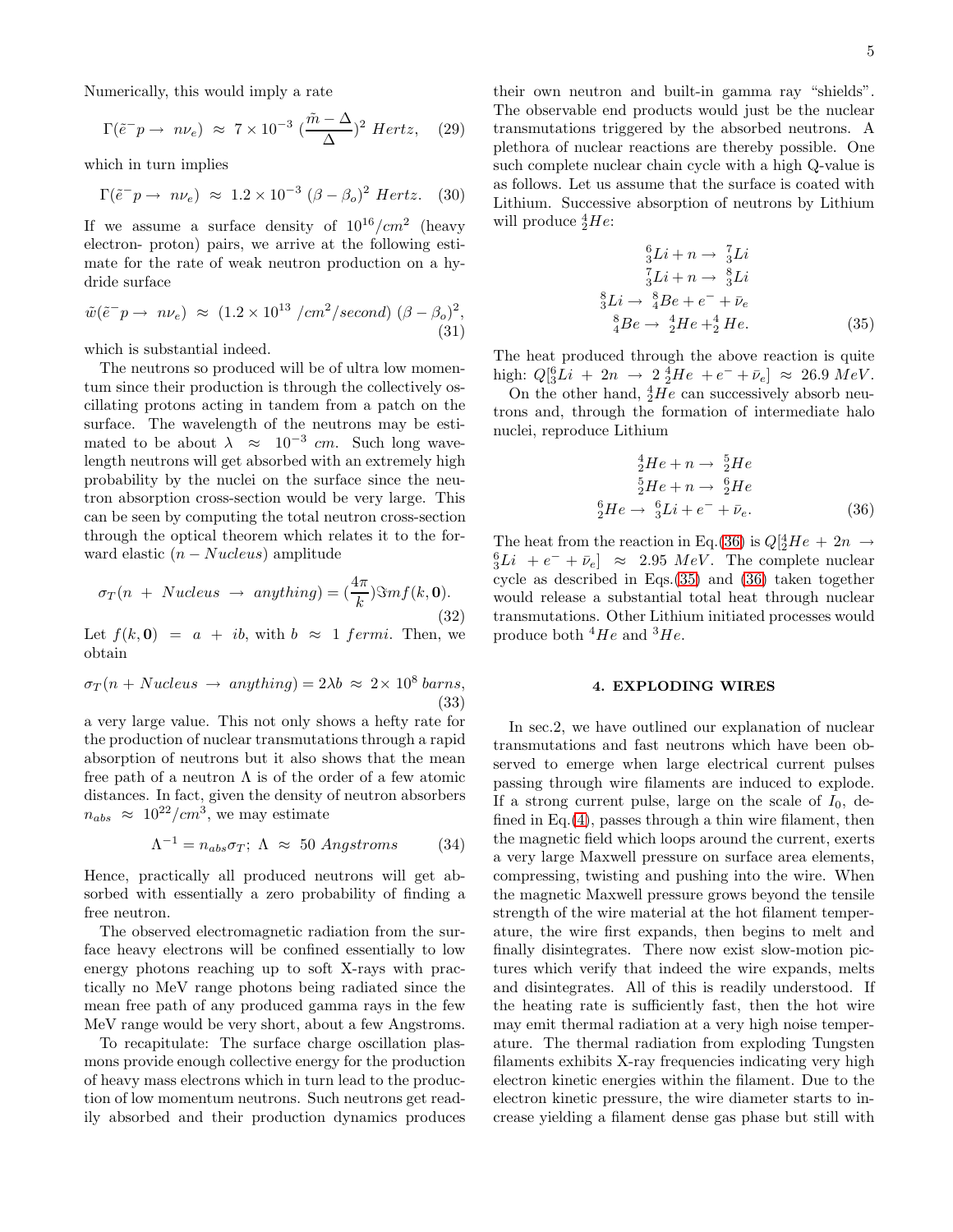Numerically, this would imply a rate

$$\Gamma(\tilde{e}^- p \to \ n\nu_e) \ \approx \ 7\times 10^{-3} \ (\frac{\tilde{m}-\Delta}{\Delta})^2 \ Hertz, \quad (29)$$

which in turn implies

$$\Gamma(\tilde{e}^- p \to \ n\nu_e) \ \approx \ 1.2\times 10^{-3} \ (\beta - \beta_o)^2 \ Hertz. \quad (30)$$

If we assume a surface density of $10^{16}/cm^2$ (heavy electron- proton) pairs, we arrive at the following estimate for the rate of weak neutron production on a hydride surface

$$\tilde{w}(\tilde{e}^- p \to \ n\nu_e) \ \approx \ (1.2\times 10^{13} \ /cm^2/second) \ (\beta - \beta_o)^2, \quad (31)$$

which is substantial indeed.

The neutrons so produced will be of ultra low momentum since their production is through the collectively oscillating protons acting in tandem from a patch on the surface. The wavelength of the neutrons may be estimated to be about $\lambda \ \approx \ 10^{-3} \ cm$. Such long wavelength neutrons will get absorbed with an extremely high probability by the nuclei on the surface since the neutron absorption cross-section would be very large. This can be seen by computing the total neutron cross-section through the optical theorem which relates it to the forward elastic ($n - Nucleus$) amplitude

$$\sigma_T(n \ + \ Nucleus \ \to \ anything) = (\frac{4\pi}{k})\Im m f(k,\mathbf{0}). \quad (32)$$

Let $f(k,\mathbf{0}) \ = \ a \ + \ ib$, with $b \ \approx \ 1 \ fermi$. Then, we obtain

$$\sigma_T(n + Nucleus \ \to \ anything) = 2\lambda b \ \approx \ 2\times 10^8 \ barns, \quad (33)$$

a very large value. This not only shows a hefty rate for the production of nuclear transmutations through a rapid absorption of neutrons but it also shows that the mean free path of a neutron $\Lambda$ is of the order of a few atomic distances. In fact, given the density of neutron absorbers $n_{abs} \ \approx \ 10^{22}/cm^3$, we may estimate

$$\Lambda^{-1} = n_{abs}\sigma_T; \ \Lambda \ \approx \ 50 \ Angstroms \quad (34)$$

Hence, practically all produced neutrons will get absorbed with essentially a zero probability of finding a free neutron.

The observed electromagnetic radiation from the surface heavy electrons will be confined essentially to low energy photons reaching up to soft X-rays with practically no MeV range photons being radiated since the mean free path of any produced gamma rays in the few MeV range would be very short, about a few Angstroms.

To recapitulate: The surface charge oscillation plasmons provide enough collective energy for the production of heavy mass electrons which in turn lead to the production of low momentum neutrons. Such neutrons get readily absorbed and their production dynamics produces their own neutron and built-in gamma ray "shields". The observable end products would just be the nuclear transmutations triggered by the absorbed neutrons. A plethora of nuclear reactions are thereby possible. One such complete nuclear chain cycle with a high Q-value is as follows. Let us assume that the surface is coated with Lithium. Successive absorption of neutrons by Lithium will produce ${}^4_2He$:

$$\begin{aligned} {}^6_3Li + n \to \ {}^7_3Li \\ {}^7_3Li + n \to \ {}^8_3Li \\ {}^8_3Li \to \ {}^8_4Be + e^- + \bar{\nu}_e \\ {}^8_4Be \to \ {}^4_2He + {}^4_2He. \end{aligned} \quad (35)$$

The heat produced through the above reaction is quite high: $Q[{}^6_3Li \ + \ 2n \ \to \ 2 \ {}^4_2He \ + e^- + \bar{\nu}_e] \ \approx \ 26.9 \ MeV$.

On the other hand, ${}^4_2He$ can successively absorb neutrons and, through the formation of intermediate halo nuclei, reproduce Lithium

$$\begin{aligned} {}^4_2He + n \to \ {}^5_2He \\ {}^5_2He + n \to \ {}^6_2He \\ {}^6_2He \to \ {}^6_3Li + e^- + \bar{\nu}_e. \end{aligned} \quad (36)$$

The heat from the reaction in Eq.(36) is $Q[{}^4_2He \ + \ 2n \ \to \ {}^6_3Li \ + e^- + \bar{\nu}_e] \ \approx \ 2.95 \ MeV$. The complete nuclear cycle as described in Eqs.(35) and (36) taken together would release a substantial total heat through nuclear transmutations. Other Lithium initiated processes would produce both ${}^4He$ and ${}^3He$.

## 4. EXPLODING WIRES

In sec.2, we have outlined our explanation of nuclear transmutations and fast neutrons which have been observed to emerge when large electrical current pulses passing through wire filaments are induced to explode. If a strong current pulse, large on the scale of $I_0$, defined in Eq.(4), passes through a thin wire filament, then the magnetic field which loops around the current, exerts a very large Maxwell pressure on surface area elements, compressing, twisting and pushing into the wire. When the magnetic Maxwell pressure grows beyond the tensile strength of the wire material at the hot filament temperature, the wire first expands, then begins to melt and finally disintegrates. There now exist slow-motion pictures which verify that indeed the wire expands, melts and disintegrates. All of this is readily understood. If the heating rate is sufficiently fast, then the hot wire may emit thermal radiation at a very high noise temperature. The thermal radiation from exploding Tungsten filaments exhibits X-ray frequencies indicating very high electron kinetic energies within the filament. Due to the electron kinetic pressure, the wire diameter starts to increase yielding a filament dense gas phase but still with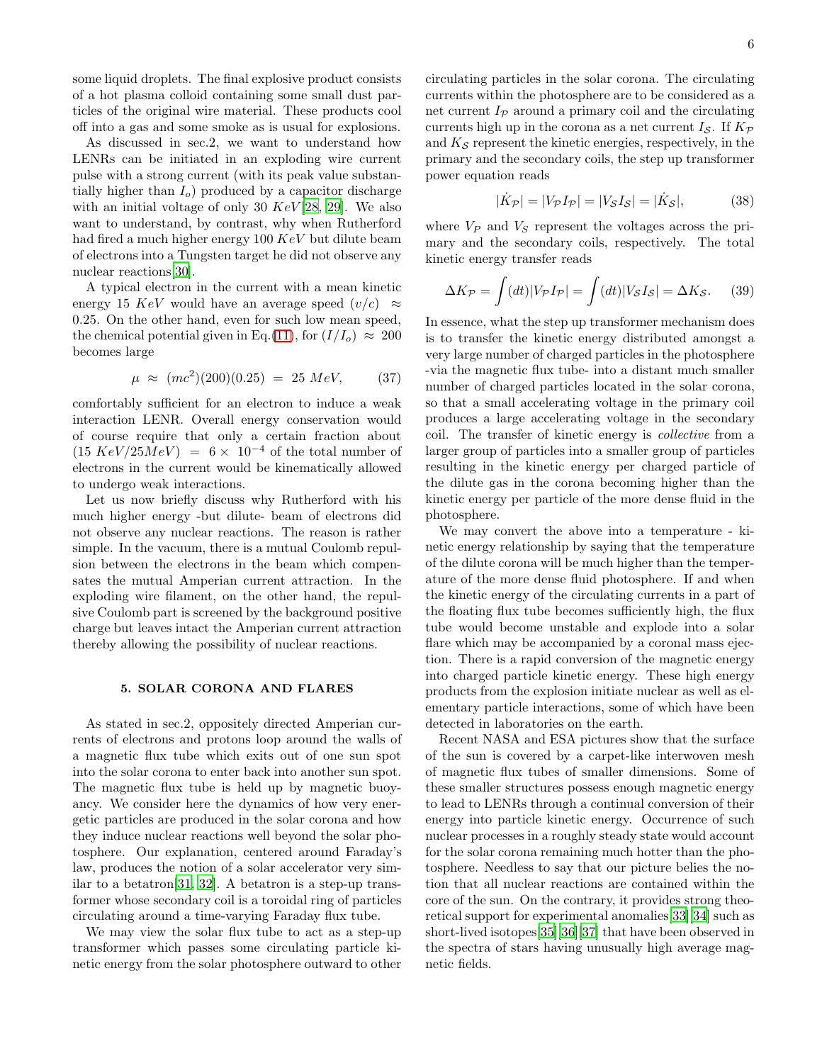some liquid droplets. The final explosive product consists of a hot plasma colloid containing some small dust particles of the original wire material. These products cool off into a gas and some smoke as is usual for explosions.

As discussed in sec.2, we want to understand how LENRs can be initiated in an exploding wire current pulse with a strong current (with its peak value substantially higher than $I_o$) produced by a capacitor discharge with an initial voltage of only 30 $KeV$[28, 29]. We also want to understand, by contrast, why when Rutherford had fired a much higher energy 100 $KeV$ but dilute beam of electrons into a Tungsten target he did not observe any nuclear reactions[30].

A typical electron in the current with a mean kinetic energy 15 $KeV$ would have an average speed $(v/c) \approx 0.25$. On the other hand, even for such low mean speed, the chemical potential given in Eq.(11), for $(I/I_o) \approx 200$ becomes large

$$\mu \approx (mc^2)(200)(0.25) = 25 \ MeV, \tag{37}$$

comfortably sufficient for an electron to induce a weak interaction LENR. Overall energy conservation would of course require that only a certain fraction about $(15 \ KeV/25MeV) = 6 \times 10^{-4}$ of the total number of electrons in the current would be kinematically allowed to undergo weak interactions.

Let us now briefly discuss why Rutherford with his much higher energy -but dilute- beam of electrons did not observe any nuclear reactions. The reason is rather simple. In the vacuum, there is a mutual Coulomb repulsion between the electrons in the beam which compensates the mutual Amperian current attraction. In the exploding wire filament, on the other hand, the repulsive Coulomb part is screened by the background positive charge but leaves intact the Amperian current attraction thereby allowing the possibility of nuclear reactions.

## 5. SOLAR CORONA AND FLARES

As stated in sec.2, oppositely directed Amperian currents of electrons and protons loop around the walls of a magnetic flux tube which exits out of one sun spot into the solar corona to enter back into another sun spot. The magnetic flux tube is held up by magnetic buoyancy. We consider here the dynamics of how very energetic particles are produced in the solar corona and how they induce nuclear reactions well beyond the solar photosphere. Our explanation, centered around Faraday's law, produces the notion of a solar accelerator very similar to a betatron[31, 32]. A betatron is a step-up transformer whose secondary coil is a toroidal ring of particles circulating around a time-varying Faraday flux tube.

We may view the solar flux tube to act as a step-up transformer which passes some circulating particle kinetic energy from the solar photosphere outward to other circulating particles in the solar corona. The circulating currents within the photosphere are to be considered as a net current $I_{\mathcal{P}}$ around a primary coil and the circulating currents high up in the corona as a net current $I_{\mathcal{S}}$. If $K_{\mathcal{P}}$ and $K_{\mathcal{S}}$ represent the kinetic energies, respectively, in the primary and the secondary coils, the step up transformer power equation reads

$$|\dot{K}_{\mathcal{P}}| = |V_{\mathcal{P}} I_{\mathcal{P}}| = |V_{\mathcal{S}} I_{\mathcal{S}}| = |\dot{K}_{\mathcal{S}}|, \tag{38}$$

where $V_P$ and $V_S$ represent the voltages across the primary and the secondary coils, respectively. The total kinetic energy transfer reads

$$\Delta K_{\mathcal{P}} = \int (dt) |V_{\mathcal{P}} I_{\mathcal{P}}| = \int (dt) |V_{\mathcal{S}} I_{\mathcal{S}}| = \Delta K_{\mathcal{S}}. \tag{39}$$

In essence, what the step up transformer mechanism does is to transfer the kinetic energy distributed amongst a very large number of charged particles in the photosphere -via the magnetic flux tube- into a distant much smaller number of charged particles located in the solar corona, so that a small accelerating voltage in the primary coil produces a large accelerating voltage in the secondary coil. The transfer of kinetic energy is *collective* from a larger group of particles into a smaller group of particles resulting in the kinetic energy per charged particle of the dilute gas in the corona becoming higher than the kinetic energy per particle of the more dense fluid in the photosphere.

We may convert the above into a temperature - kinetic energy relationship by saying that the temperature of the dilute corona will be much higher than the temperature of the more dense fluid photosphere. If and when the kinetic energy of the circulating currents in a part of the floating flux tube becomes sufficiently high, the flux tube would become unstable and explode into a solar flare which may be accompanied by a coronal mass ejection. There is a rapid conversion of the magnetic energy into charged particle kinetic energy. These high energy products from the explosion initiate nuclear as well as elementary particle interactions, some of which have been detected in laboratories on the earth.

Recent NASA and ESA pictures show that the surface of the sun is covered by a carpet-like interwoven mesh of magnetic flux tubes of smaller dimensions. Some of these smaller structures possess enough magnetic energy to lead to LENRs through a continual conversion of their energy into particle kinetic energy. Occurrence of such nuclear processes in a roughly steady state would account for the solar corona remaining much hotter than the photosphere. Needless to say that our picture belies the notion that all nuclear reactions are contained within the core of the sun. On the contrary, it provides strong theoretical support for experimental anomalies[33][34] such as short-lived isotopes[35][36][37] that have been observed in the spectra of stars having unusually high average magnetic fields.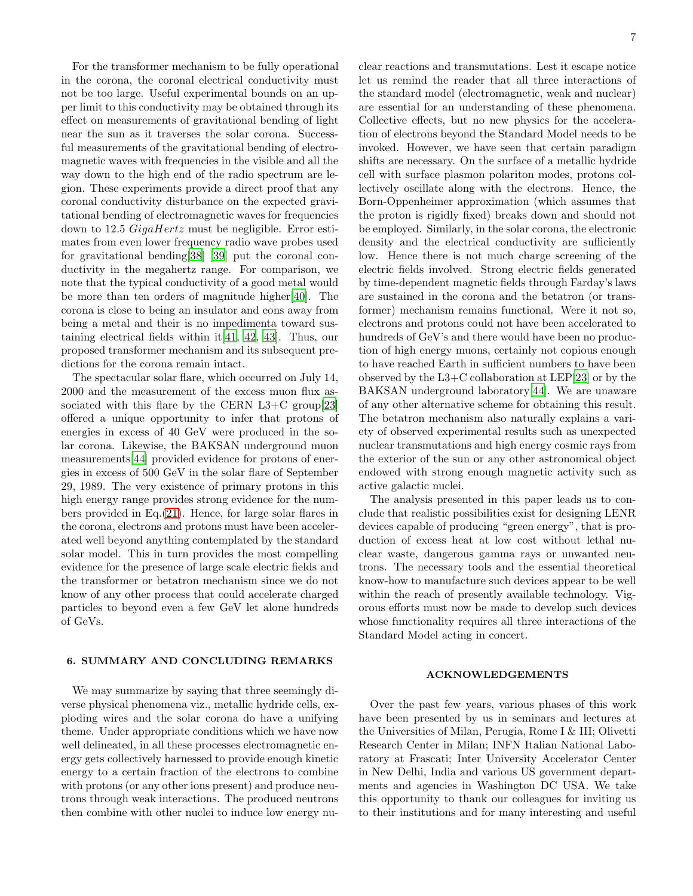For the transformer mechanism to be fully operational in the corona, the coronal electrical conductivity must not be too large. Useful experimental bounds on an upper limit to this conductivity may be obtained through its effect on measurements of gravitational bending of light near the sun as it traverses the solar corona. Successful measurements of the gravitational bending of electromagnetic waves with frequencies in the visible and all the way down to the high end of the radio spectrum are legion. These experiments provide a direct proof that any coronal conductivity disturbance on the expected gravitational bending of electromagnetic waves for frequencies down to 12.5 *GigaHertz* must be negligible. Error estimates from even lower frequency radio wave probes used for gravitational bending[38] [39] put the coronal conductivity in the megahertz range. For comparison, we note that the typical conductivity of a good metal would be more than ten orders of magnitude higher[40]. The corona is close to being an insulator and eons away from being a metal and their is no impedimenta toward sustaining electrical fields within it[41, 42, 43]. Thus, our proposed transformer mechanism and its subsequent predictions for the corona remain intact.

The spectacular solar flare, which occurred on July 14, 2000 and the measurement of the excess muon flux associated with this flare by the CERN L3+C group[23] offered a unique opportunity to infer that protons of energies in excess of 40 GeV were produced in the solar corona. Likewise, the BAKSAN underground muon measurements[44] provided evidence for protons of energies in excess of 500 GeV in the solar flare of September 29, 1989. The very existence of primary protons in this high energy range provides strong evidence for the numbers provided in Eq.(21). Hence, for large solar flares in the corona, electrons and protons must have been accelerated well beyond anything contemplated by the standard solar model. This in turn provides the most compelling evidence for the presence of large scale electric fields and the transformer or betatron mechanism since we do not know of any other process that could accelerate charged particles to beyond even a few GeV let alone hundreds of GeVs.

## 6. SUMMARY AND CONCLUDING REMARKS

We may summarize by saying that three seemingly diverse physical phenomena viz., metallic hydride cells, exploding wires and the solar corona do have a unifying theme. Under appropriate conditions which we have now well delineated, in all these processes electromagnetic energy gets collectively harnessed to provide enough kinetic energy to a certain fraction of the electrons to combine with protons (or any other ions present) and produce neutrons through weak interactions. The produced neutrons then combine with other nuclei to induce low energy nuclear reactions and transmutations. Lest it escape notice let us remind the reader that all three interactions of the standard model (electromagnetic, weak and nuclear) are essential for an understanding of these phenomena. Collective effects, but no new physics for the acceleration of electrons beyond the Standard Model needs to be invoked. However, we have seen that certain paradigm shifts are necessary. On the surface of a metallic hydride cell with surface plasmon polariton modes, protons collectively oscillate along with the electrons. Hence, the Born-Oppenheimer approximation (which assumes that the proton is rigidly fixed) breaks down and should not be employed. Similarly, in the solar corona, the electronic density and the electrical conductivity are sufficiently low. Hence there is not much charge screening of the electric fields involved. Strong electric fields generated by time-dependent magnetic fields through Farday's laws are sustained in the corona and the betatron (or transformer) mechanism remains functional. Were it not so, electrons and protons could not have been accelerated to hundreds of GeV's and there would have been no production of high energy muons, certainly not copious enough to have reached Earth in sufficient numbers to have been observed by the L3+C collaboration at LEP[23] or by the BAKSAN underground laboratory[44]. We are unaware of any other alternative scheme for obtaining this result. The betatron mechanism also naturally explains a variety of observed experimental results such as unexpected nuclear transmutations and high energy cosmic rays from the exterior of the sun or any other astronomical object endowed with strong enough magnetic activity such as active galactic nuclei.

The analysis presented in this paper leads us to conclude that realistic possibilities exist for designing LENR devices capable of producing "green energy", that is production of excess heat at low cost without lethal nuclear waste, dangerous gamma rays or unwanted neutrons. The necessary tools and the essential theoretical know-how to manufacture such devices appear to be well within the reach of presently available technology. Vigorous efforts must now be made to develop such devices whose functionality requires all three interactions of the Standard Model acting in concert.

## ACKNOWLEDGEMENTS

Over the past few years, various phases of this work have been presented by us in seminars and lectures at the Universities of Milan, Perugia, Rome I & III; Olivetti Research Center in Milan; INFN Italian National Laboratory at Frascati; Inter University Accelerator Center in New Delhi, India and various US government departments and agencies in Washington DC USA. We take this opportunity to thank our colleagues for inviting us to their institutions and for many interesting and useful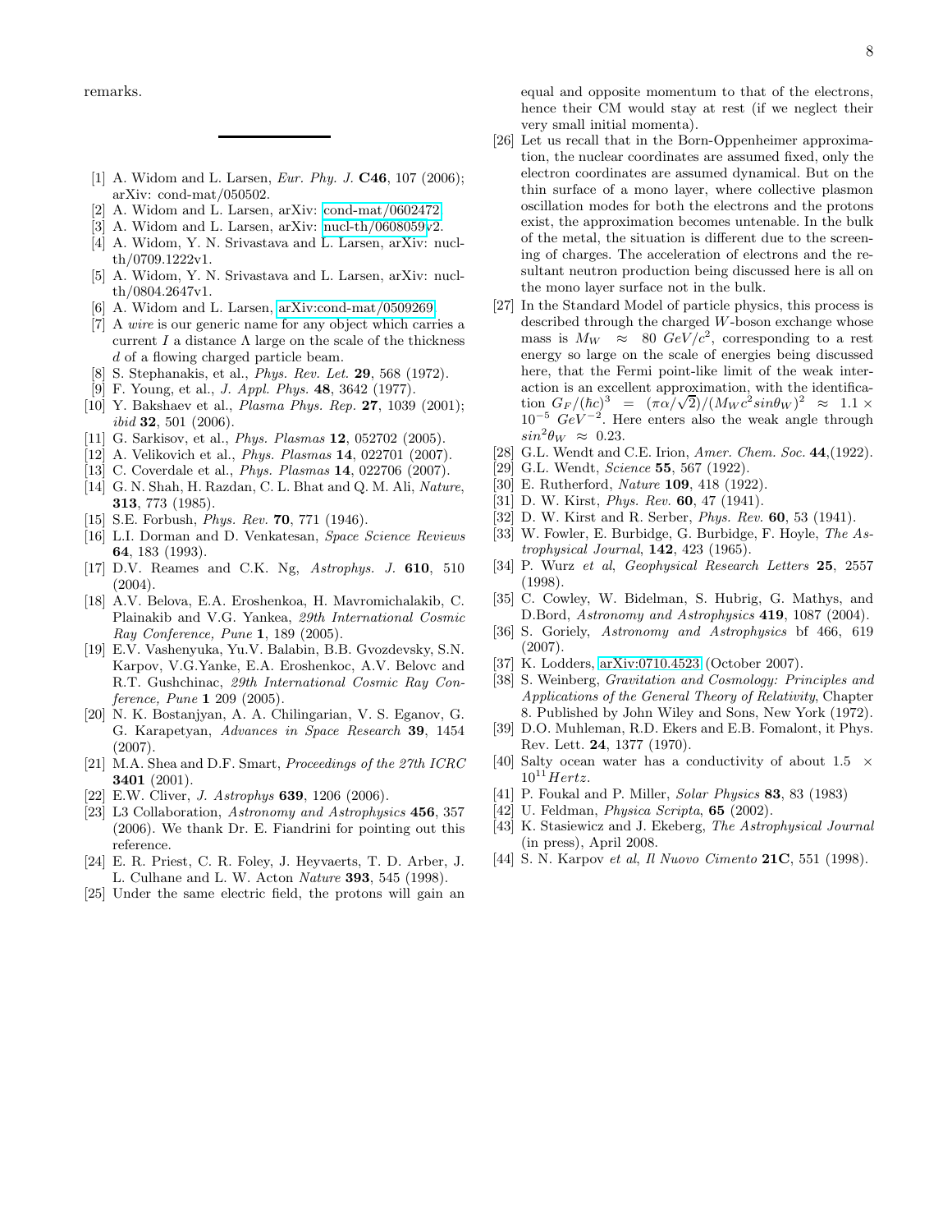remarks.

---

[1] A. Widom and L. Larsen, *Eur. Phy. J.* **C46**, 107 (2006); arXiv: cond-mat/050502.

[2] A. Widom and L. Larsen, arXiv: cond-mat/0602472.

[3] A. Widom and L. Larsen, arXiv: nucl-th/0608059v2.

[4] A. Widom, Y. N. Srivastava and L. Larsen, arXiv: nucl-th/0709.1222v1.

[5] A. Widom, Y. N. Srivastava and L. Larsen, arXiv: nucl-th/0804.2647v1.

[6] A. Widom and L. Larsen, arXiv:cond-mat/0509269.

[7] A *wire* is our generic name for any object which carries a current $I$ a distance $\Lambda$ large on the scale of the thickness $d$ of a flowing charged particle beam.

[8] S. Stephanakis, et al., *Phys. Rev. Let.* **29**, 568 (1972).

[9] F. Young, et al., *J. Appl. Phys.* **48**, 3642 (1977).

[10] Y. Bakshaev et al., *Plasma Phys. Rep.* **27**, 1039 (2001); *ibid* **32**, 501 (2006).

[11] G. Sarkisov, et al., *Phys. Plasmas* **12**, 052702 (2005).

[12] A. Velikovich et al., *Phys. Plasmas* **14**, 022701 (2007).

[13] C. Coverdale et al., *Phys. Plasmas* **14**, 022706 (2007).

[14] G. N. Shah, H. Razdan, C. L. Bhat and Q. M. Ali, *Nature*, **313**, 773 (1985).

[15] S.E. Forbush, *Phys. Rev.* **70**, 771 (1946).

[16] L.I. Dorman and D. Venkatesan, *Space Science Reviews* **64**, 183 (1993).

[17] D.V. Reames and C.K. Ng, *Astrophys. J.* **610**, 510 (2004).

[18] A.V. Belova, E.A. Eroshenkoa, H. Mavromichalakib, C. Plainakib and V.G. Yankea, *29th International Cosmic Ray Conference, Pune* **1**, 189 (2005).

[19] E.V. Vashenyuka, Yu.V. Balabin, B.B. Gvozdevsky, S.N. Karpov, V.G.Yanke, E.A. Eroshenkoc, A.V. Belovc and R.T. Gushchinac, *29th International Cosmic Ray Conference, Pune* **1** 209 (2005).

[20] N. K. Bostanjyan, A. A. Chilingarian, V. S. Eganov, G. G. Karapetyan, *Advances in Space Research* **39**, 1454 (2007).

[21] M.A. Shea and D.F. Smart, *Proceedings of the 27th ICRC* **3401** (2001).

[22] E.W. Cliver, *J. Astrophys* **639**, 1206 (2006).

[23] L3 Collaboration, *Astronomy and Astrophysics* **456**, 357 (2006). We thank Dr. E. Fiandrini for pointing out this reference.

[24] E. R. Priest, C. R. Foley, J. Heyvaerts, T. D. Arber, J. L. Culhane and L. W. Acton *Nature* **393**, 545 (1998).

[25] Under the same electric field, the protons will gain an equal and opposite momentum to that of the electrons, hence their CM would stay at rest (if we neglect their very small initial momenta).

[26] Let us recall that in the Born-Oppenheimer approximation, the nuclear coordinates are assumed fixed, only the electron coordinates are assumed dynamical. But on the thin surface of a mono layer, where collective plasmon oscillation modes for both the electrons and the protons exist, the approximation becomes untenable. In the bulk of the metal, the situation is different due to the screening of charges. The acceleration of electrons and the resultant neutron production being discussed here is all on the mono layer surface not in the bulk.

[27] In the Standard Model of particle physics, this process is described through the charged $W$-boson exchange whose mass is $M_W \approx 80\ GeV/c^2$, corresponding to a rest energy so large on the scale of energies being discussed here, that the Fermi point-like limit of the weak interaction is an excellent approximation, with the identification $G_F/(\hbar c)^3 = (\pi\alpha/\sqrt{2})/(M_W c^2 sin\theta_W)^2 \approx 1.1 \times 10^{-5}\ GeV^{-2}$. Here enters also the weak angle through $sin^2\theta_W \approx 0.23$.

[28] G.L. Wendt and C.E. Irion, *Amer. Chem. Soc.* **44**,(1922).

[29] G.L. Wendt, *Science* **55**, 567 (1922).

[30] E. Rutherford, *Nature* **109**, 418 (1922).

[31] D. W. Kirst, *Phys. Rev.* **60**, 47 (1941).

[32] D. W. Kirst and R. Serber, *Phys. Rev.* **60**, 53 (1941).

[33] W. Fowler, E. Burbidge, G. Burbidge, F. Hoyle, *The Astrophysical Journal*, **142**, 423 (1965).

[34] P. Wurz *et al*, *Geophysical Research Letters* **25**, 2557 (1998).

[35] C. Cowley, W. Bidelman, S. Hubrig, G. Mathys, and D.Bord, *Astronomy and Astrophysics* **419**, 1087 (2004).

[36] S. Goriely, *Astronomy and Astrophysics* bf 466, 619 (2007).

[37] K. Lodders, arXiv:0710.4523 (October 2007).

[38] S. Weinberg, *Gravitation and Cosmology: Principles and Applications of the General Theory of Relativity*, Chapter 8. Published by John Wiley and Sons, New York (1972).

[39] D.O. Muhleman, R.D. Ekers and E.B. Fomalont, it Phys. Rev. Lett. **24**, 1377 (1970).

[40] Salty ocean water has a conductivity of about $1.5 \times 10^{11} Hertz$.

[41] P. Foukal and P. Miller, *Solar Physics* **83**, 83 (1983)

[42] U. Feldman, *Physica Scripta*, **65** (2002).

[43] K. Stasiewicz and J. Ekeberg, *The Astrophysical Journal* (in press), April 2008.

[44] S. N. Karpov *et al*, *Il Nuovo Cimento* **21C**, 551 (1998).